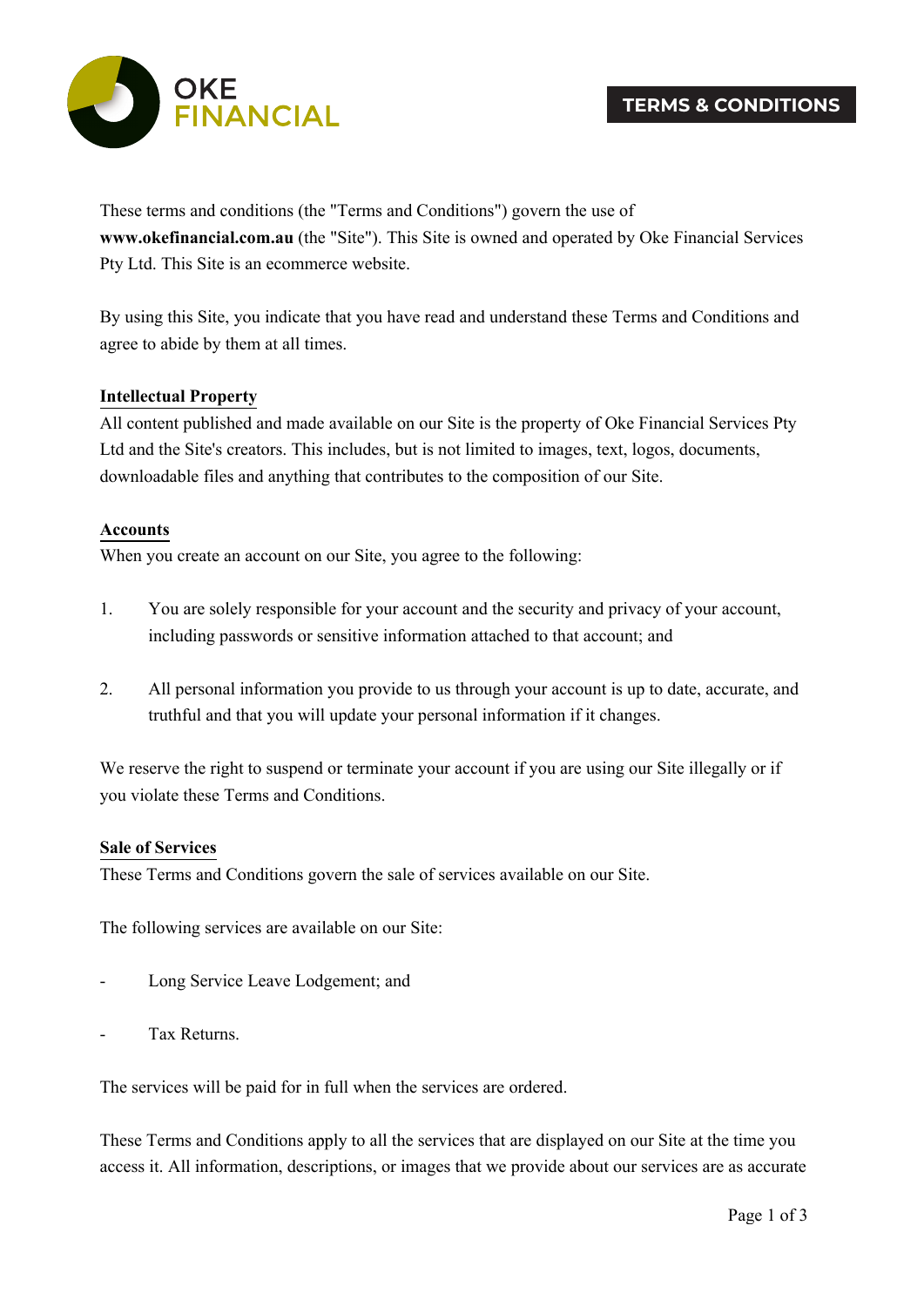# TERMS & CONDITIONS

These terms and conditions (the "Terms and Conditions") govern the use of **www.okefinancial.com.au** (the "Site"). This Site is owned and operated by Oke Financial Services Pty Ltd. This Site is an ecommerce website.

By using this Site, you indicate that you have read and understand these Terms and Conditions and agree to abide by them at all times.

## Intellectual Property

All content published and made available on our Site is the property of Oke Financial Services Pty Ltd and the Site's creators. This includes, but is not limited to images, text, logos, documents, downloadable files and anything that contributes to the composition of our Site.

## Accounts

When you create an account on our Site, you agree to the following:

1. You are solely responsible for your account and the security and privacy of your account, including passwords or sensitive information attached to that account; and

2. All personal information you provide to us through your account is up to date, accurate, and truthful and that you will update your personal information if it changes.

We reserve the right to suspend or terminate your account if you are using our Site illegally or if you violate these Terms and Conditions.

## Sale of Services

These Terms and Conditions govern the sale of services available on our Site.

The following services are available on our Site:

- Long Service Leave Lodgement; and

- Tax Returns.

The services will be paid for in full when the services are ordered.

These Terms and Conditions apply to all the services that are displayed on our Site at the time you access it. All information, descriptions, or images that we provide about our services are as accurate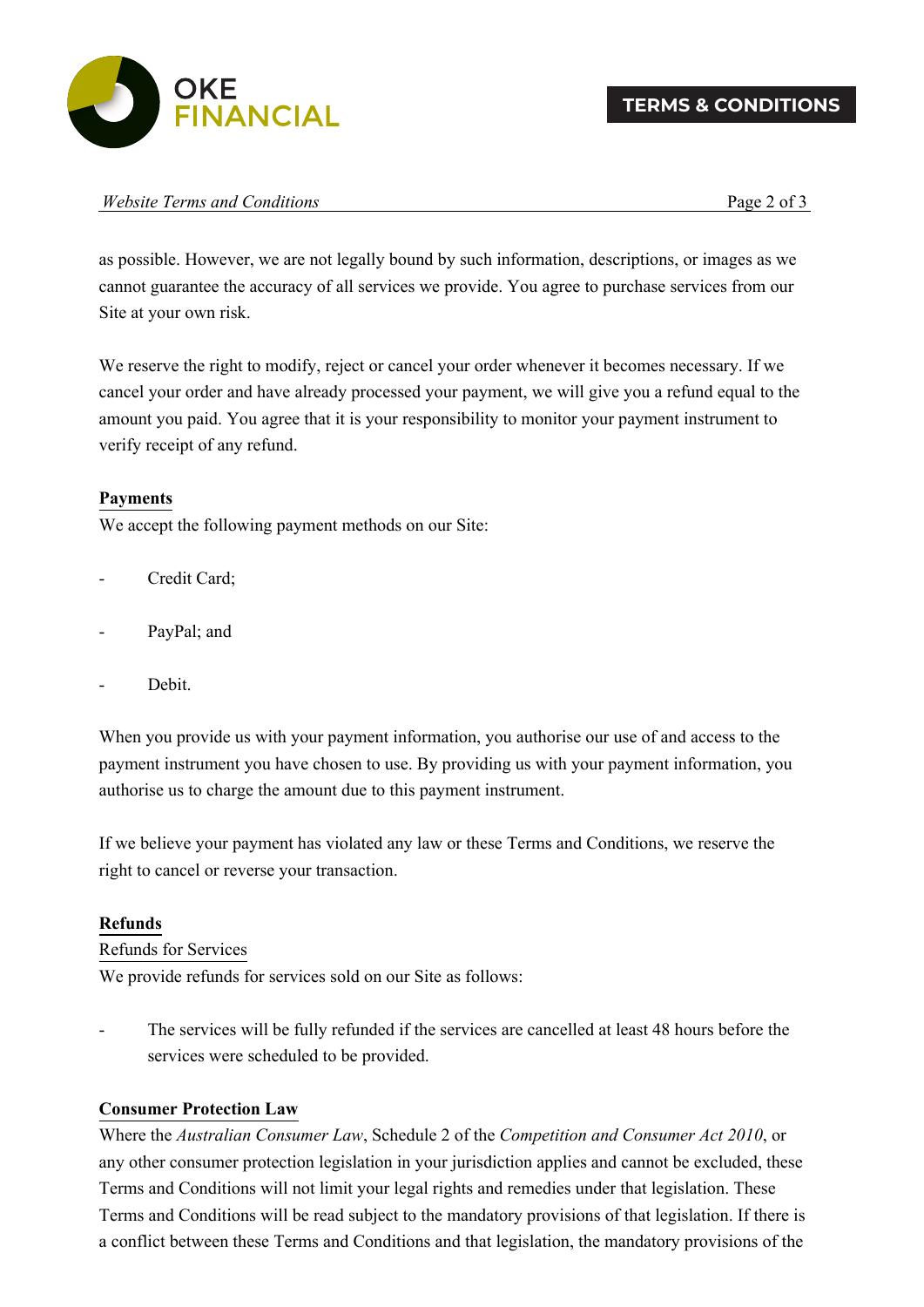as possible. However, we are not legally bound by such information, descriptions, or images as we cannot guarantee the accuracy of all services we provide. You agree to purchase services from our Site at your own risk.

We reserve the right to modify, reject or cancel your order whenever it becomes necessary. If we cancel your order and have already processed your payment, we will give you a refund equal to the amount you paid. You agree that it is your responsibility to monitor your payment instrument to verify receipt of any refund.

**Payments**

We accept the following payment methods on our Site:

- Credit Card;
- PayPal; and
- Debit.

When you provide us with your payment information, you authorise our use of and access to the payment instrument you have chosen to use. By providing us with your payment information, you authorise us to charge the amount due to this payment instrument.

If we believe your payment has violated any law or these Terms and Conditions, we reserve the right to cancel or reverse your transaction.

**Refunds**

Refunds for Services

We provide refunds for services sold on our Site as follows:

- The services will be fully refunded if the services are cancelled at least 48 hours before the services were scheduled to be provided.

**Consumer Protection Law**

Where the *Australian Consumer Law*, Schedule 2 of the *Competition and Consumer Act 2010*, or any other consumer protection legislation in your jurisdiction applies and cannot be excluded, these Terms and Conditions will not limit your legal rights and remedies under that legislation. These Terms and Conditions will be read subject to the mandatory provisions of that legislation. If there is a conflict between these Terms and Conditions and that legislation, the mandatory provisions of the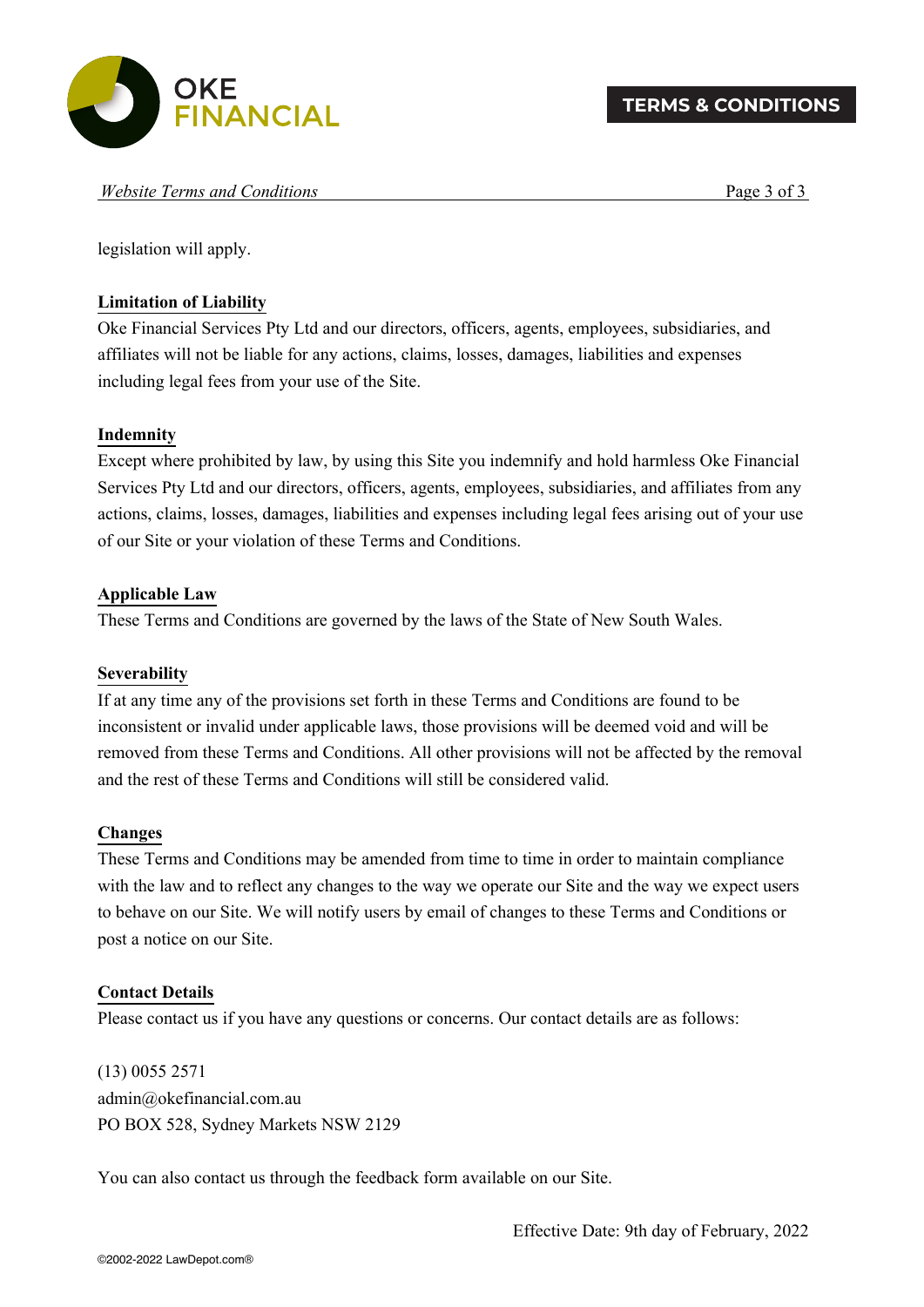legislation will apply.

## Limitation of Liability

Oke Financial Services Pty Ltd and our directors, officers, agents, employees, subsidiaries, and affiliates will not be liable for any actions, claims, losses, damages, liabilities and expenses including legal fees from your use of the Site.

## Indemnity

Except where prohibited by law, by using this Site you indemnify and hold harmless Oke Financial Services Pty Ltd and our directors, officers, agents, employees, subsidiaries, and affiliates from any actions, claims, losses, damages, liabilities and expenses including legal fees arising out of your use of our Site or your violation of these Terms and Conditions.

## Applicable Law

These Terms and Conditions are governed by the laws of the State of New South Wales.

## Severability

If at any time any of the provisions set forth in these Terms and Conditions are found to be inconsistent or invalid under applicable laws, those provisions will be deemed void and will be removed from these Terms and Conditions. All other provisions will not be affected by the removal and the rest of these Terms and Conditions will still be considered valid.

## Changes

These Terms and Conditions may be amended from time to time in order to maintain compliance with the law and to reflect any changes to the way we operate our Site and the way we expect users to behave on our Site. We will notify users by email of changes to these Terms and Conditions or post a notice on our Site.

## Contact Details

Please contact us if you have any questions or concerns. Our contact details are as follows:

(13) 0055 2571
admin@okefinancial.com.au
PO BOX 528, Sydney Markets NSW 2129

You can also contact us through the feedback form available on our Site.

Effective Date: 9th day of February, 2022

©2002-2022 LawDepot.com®